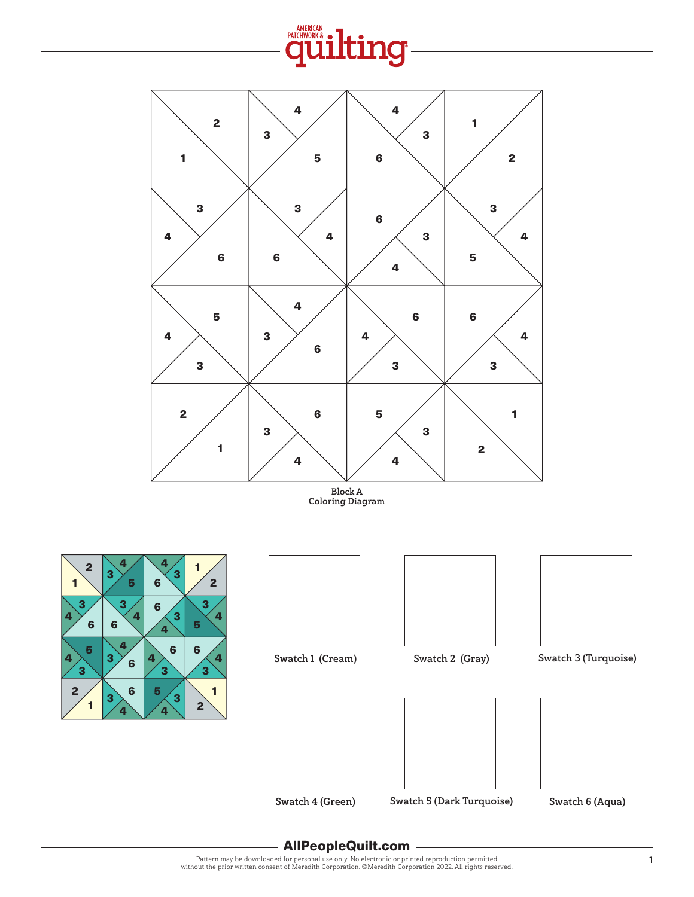Block A
Coloring Diagram

Swatch 1 (Cream)

Swatch 2 (Gray)

Swatch 3 (Turquoise)

Swatch 4 (Green)

Swatch 5 (Dark Turquoise)

Swatch 6 (Aqua)

AllPeopleQuilt.com

Pattern may be downloaded for personal use only. No electronic or printed reproduction permitted without the prior written consent of Meredith Corporation. ©Meredith Corporation 2022. All rights reserved.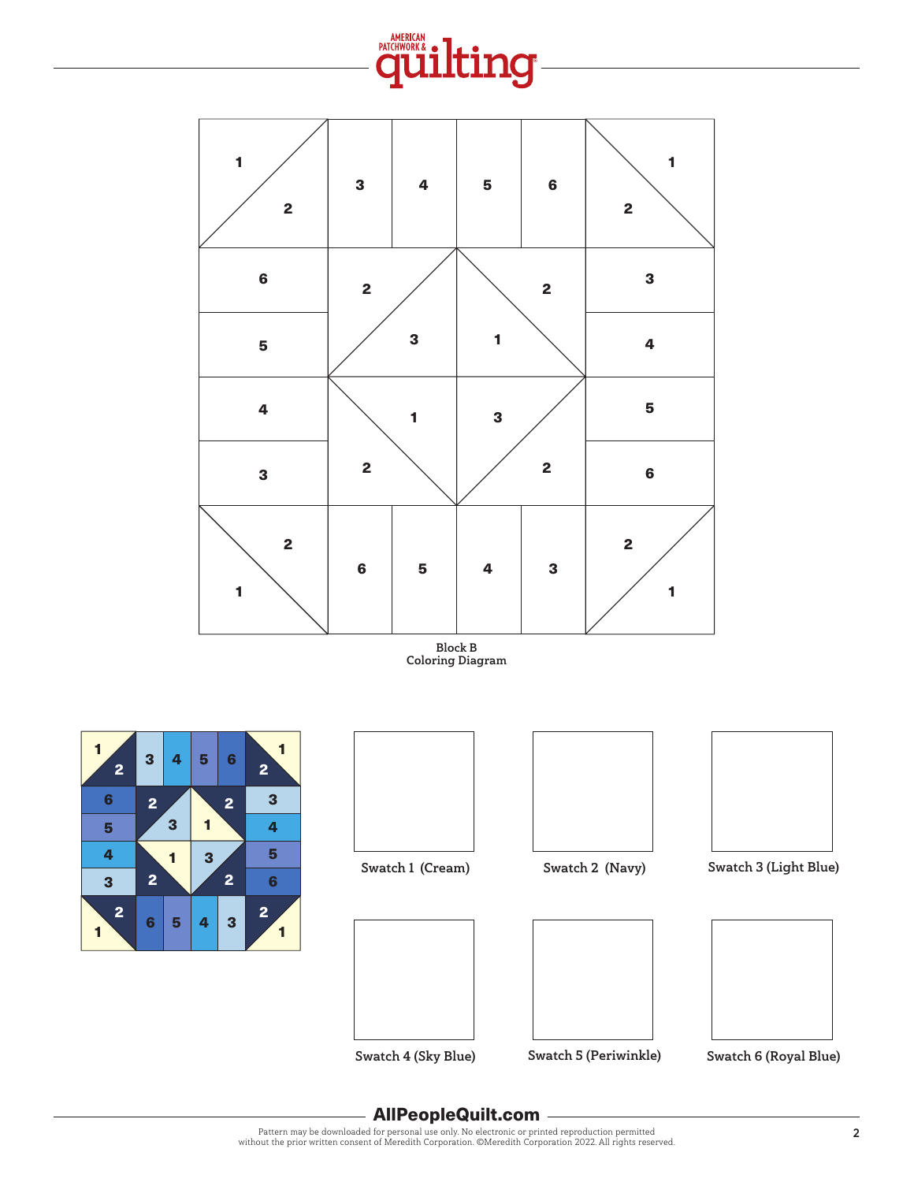Block B
Coloring Diagram

Swatch 1 (Cream)

Swatch 2 (Navy)

Swatch 3 (Light Blue)

Swatch 4 (Sky Blue)

Swatch 5 (Periwinkle)

Swatch 6 (Royal Blue)

AllPeopleQuilt.com

Pattern may be downloaded for personal use only. No electronic or printed reproduction permitted without the prior written consent of Meredith Corporation. ©Meredith Corporation 2022. All rights reserved.